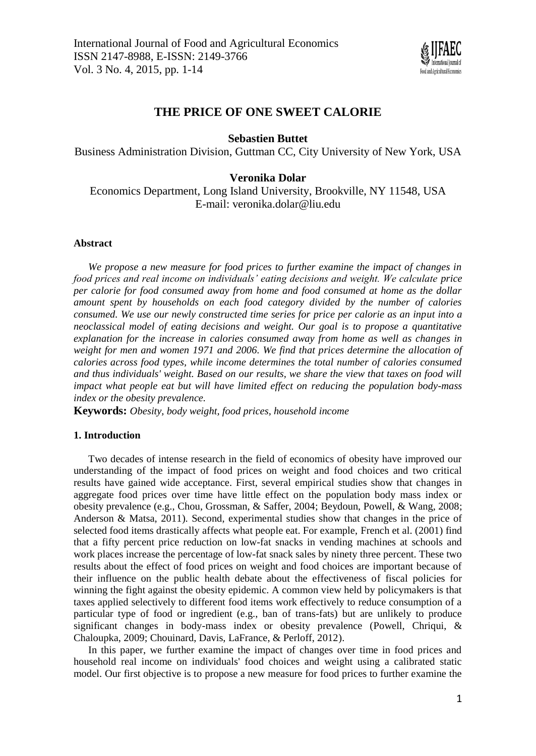# THE PRICE OF ONE SWEET CALORIE

**Sebastien Buttet**

Business Administration Division, Guttman CC, City University of New York, USA

**Veronika Dolar**

Economics Department, Long Island University, Brookville, NY 11548, USA
E-mail: veronika.dolar@liu.edu

#### Abstract

*We propose a new measure for food prices to further examine the impact of changes in food prices and real income on individuals' eating decisions and weight. We calculate price per calorie for food consumed away from home and food consumed at home as the dollar amount spent by households on each food category divided by the number of calories consumed. We use our newly constructed time series for price per calorie as an input into a neoclassical model of eating decisions and weight. Our goal is to propose a quantitative explanation for the increase in calories consumed away from home as well as changes in weight for men and women 1971 and 2006. We find that prices determine the allocation of calories across food types, while income determines the total number of calories consumed and thus individuals' weight. Based on our results, we share the view that taxes on food will impact what people eat but will have limited effect on reducing the population body-mass index or the obesity prevalence.*

**Keywords:** *Obesity, body weight, food prices, household income*

## 1. Introduction

Two decades of intense research in the field of economics of obesity have improved our understanding of the impact of food prices on weight and food choices and two critical results have gained wide acceptance. First, several empirical studies show that changes in aggregate food prices over time have little effect on the population body mass index or obesity prevalence (e.g., Chou, Grossman, & Saffer, 2004; Beydoun, Powell, & Wang, 2008; Anderson & Matsa, 2011). Second, experimental studies show that changes in the price of selected food items drastically affects what people eat. For example, French et al. (2001) find that a fifty percent price reduction on low-fat snacks in vending machines at schools and work places increase the percentage of low-fat snack sales by ninety three percent. These two results about the effect of food prices on weight and food choices are important because of their influence on the public health debate about the effectiveness of fiscal policies for winning the fight against the obesity epidemic. A common view held by policymakers is that taxes applied selectively to different food items work effectively to reduce consumption of a particular type of food or ingredient (e.g., ban of trans-fats) but are unlikely to produce significant changes in body-mass index or obesity prevalence (Powell, Chriqui, & Chaloupka, 2009; Chouinard, Davis, LaFrance, & Perloff, 2012).

In this paper, we further examine the impact of changes over time in food prices and household real income on individuals' food choices and weight using a calibrated static model. Our first objective is to propose a new measure for food prices to further examine the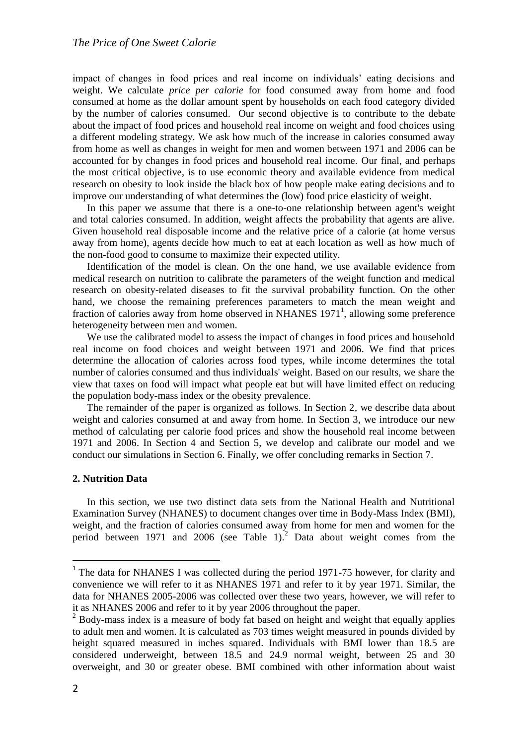impact of changes in food prices and real income on individuals' eating decisions and weight. We calculate *price per calorie* for food consumed away from home and food consumed at home as the dollar amount spent by households on each food category divided by the number of calories consumed. Our second objective is to contribute to the debate about the impact of food prices and household real income on weight and food choices using a different modeling strategy. We ask how much of the increase in calories consumed away from home as well as changes in weight for men and women between 1971 and 2006 can be accounted for by changes in food prices and household real income. Our final, and perhaps the most critical objective, is to use economic theory and available evidence from medical research on obesity to look inside the black box of how people make eating decisions and to improve our understanding of what determines the (low) food price elasticity of weight.

In this paper we assume that there is a one-to-one relationship between agent's weight and total calories consumed. In addition, weight affects the probability that agents are alive. Given household real disposable income and the relative price of a calorie (at home versus away from home), agents decide how much to eat at each location as well as how much of the non-food good to consume to maximize their expected utility.

Identification of the model is clean. On the one hand, we use available evidence from medical research on nutrition to calibrate the parameters of the weight function and medical research on obesity-related diseases to fit the survival probability function. On the other hand, we choose the remaining preferences parameters to match the mean weight and fraction of calories away from home observed in NHANES 1971[1], allowing some preference heterogeneity between men and women.

We use the calibrated model to assess the impact of changes in food prices and household real income on food choices and weight between 1971 and 2006. We find that prices determine the allocation of calories across food types, while income determines the total number of calories consumed and thus individuals' weight. Based on our results, we share the view that taxes on food will impact what people eat but will have limited effect on reducing the population body-mass index or the obesity prevalence.

The remainder of the paper is organized as follows. In Section 2, we describe data about weight and calories consumed at and away from home. In Section 3, we introduce our new method of calculating per calorie food prices and show the household real income between 1971 and 2006. In Section 4 and Section 5, we develop and calibrate our model and we conduct our simulations in Section 6. Finally, we offer concluding remarks in Section 7.

## 2. Nutrition Data

In this section, we use two distinct data sets from the National Health and Nutritional Examination Survey (NHANES) to document changes over time in Body-Mass Index (BMI), weight, and the fraction of calories consumed away from home for men and women for the period between 1971 and 2006 (see Table 1).[2] Data about weight comes from the

---

[1] The data for NHANES I was collected during the period 1971-75 however, for clarity and convenience we will refer to it as NHANES 1971 and refer to it by year 1971. Similar, the data for NHANES 2005-2006 was collected over these two years, however, we will refer to it as NHANES 2006 and refer to it by year 2006 throughout the paper.

[2] Body-mass index is a measure of body fat based on height and weight that equally applies to adult men and women. It is calculated as 703 times weight measured in pounds divided by height squared measured in inches squared. Individuals with BMI lower than 18.5 are considered underweight, between 18.5 and 24.9 normal weight, between 25 and 30 overweight, and 30 or greater obese. BMI combined with other information about waist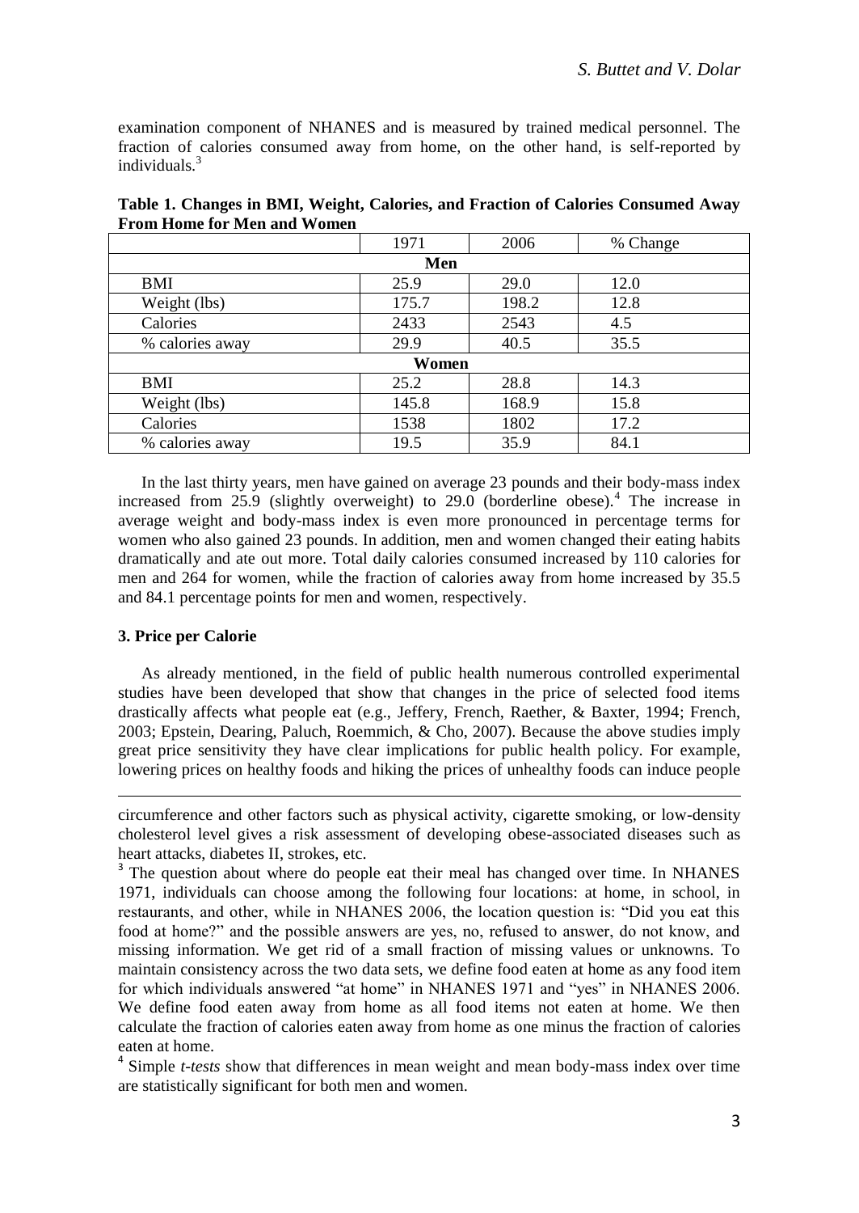examination component of NHANES and is measured by trained medical personnel. The fraction of calories consumed away from home, on the other hand, is self-reported by individuals.[3]

**Table 1. Changes in BMI, Weight, Calories, and Fraction of Calories Consumed Away From Home for Men and Women**

| | 1971 | 2006 | % Change |
|---|---|---|---|
| **Men** | | | |
| BMI | 25.9 | 29.0 | 12.0 |
| Weight (lbs) | 175.7 | 198.2 | 12.8 |
| Calories | 2433 | 2543 | 4.5 |
| % calories away | 29.9 | 40.5 | 35.5 |
| **Women** | | | |
| BMI | 25.2 | 28.8 | 14.3 |
| Weight (lbs) | 145.8 | 168.9 | 15.8 |
| Calories | 1538 | 1802 | 17.2 |
| % calories away | 19.5 | 35.9 | 84.1 |

In the last thirty years, men have gained on average 23 pounds and their body-mass index increased from 25.9 (slightly overweight) to 29.0 (borderline obese).[4] The increase in average weight and body-mass index is even more pronounced in percentage terms for women who also gained 23 pounds. In addition, men and women changed their eating habits dramatically and ate out more. Total daily calories consumed increased by 110 calories for men and 264 for women, while the fraction of calories away from home increased by 35.5 and 84.1 percentage points for men and women, respectively.

### 3. Price per Calorie

As already mentioned, in the field of public health numerous controlled experimental studies have been developed that show that changes in the price of selected food items drastically affects what people eat (e.g., Jeffery, French, Raether, & Baxter, 1994; French, 2003; Epstein, Dearing, Paluch, Roemmich, & Cho, 2007). Because the above studies imply great price sensitivity they have clear implications for public health policy. For example, lowering prices on healthy foods and hiking the prices of unhealthy foods can induce people

---

circumference and other factors such as physical activity, cigarette smoking, or low-density cholesterol level gives a risk assessment of developing obese-associated diseases such as heart attacks, diabetes II, strokes, etc.

[3] The question about where do people eat their meal has changed over time. In NHANES 1971, individuals can choose among the following four locations: at home, in school, in restaurants, and other, while in NHANES 2006, the location question is: "Did you eat this food at home?" and the possible answers are yes, no, refused to answer, do not know, and missing information. We get rid of a small fraction of missing values or unknowns. To maintain consistency across the two data sets, we define food eaten at home as any food item for which individuals answered "at home" in NHANES 1971 and "yes" in NHANES 2006. We define food eaten away from home as all food items not eaten at home. We then calculate the fraction of calories eaten away from home as one minus the fraction of calories eaten at home.

[4] Simple *t-tests* show that differences in mean weight and mean body-mass index over time are statistically significant for both men and women.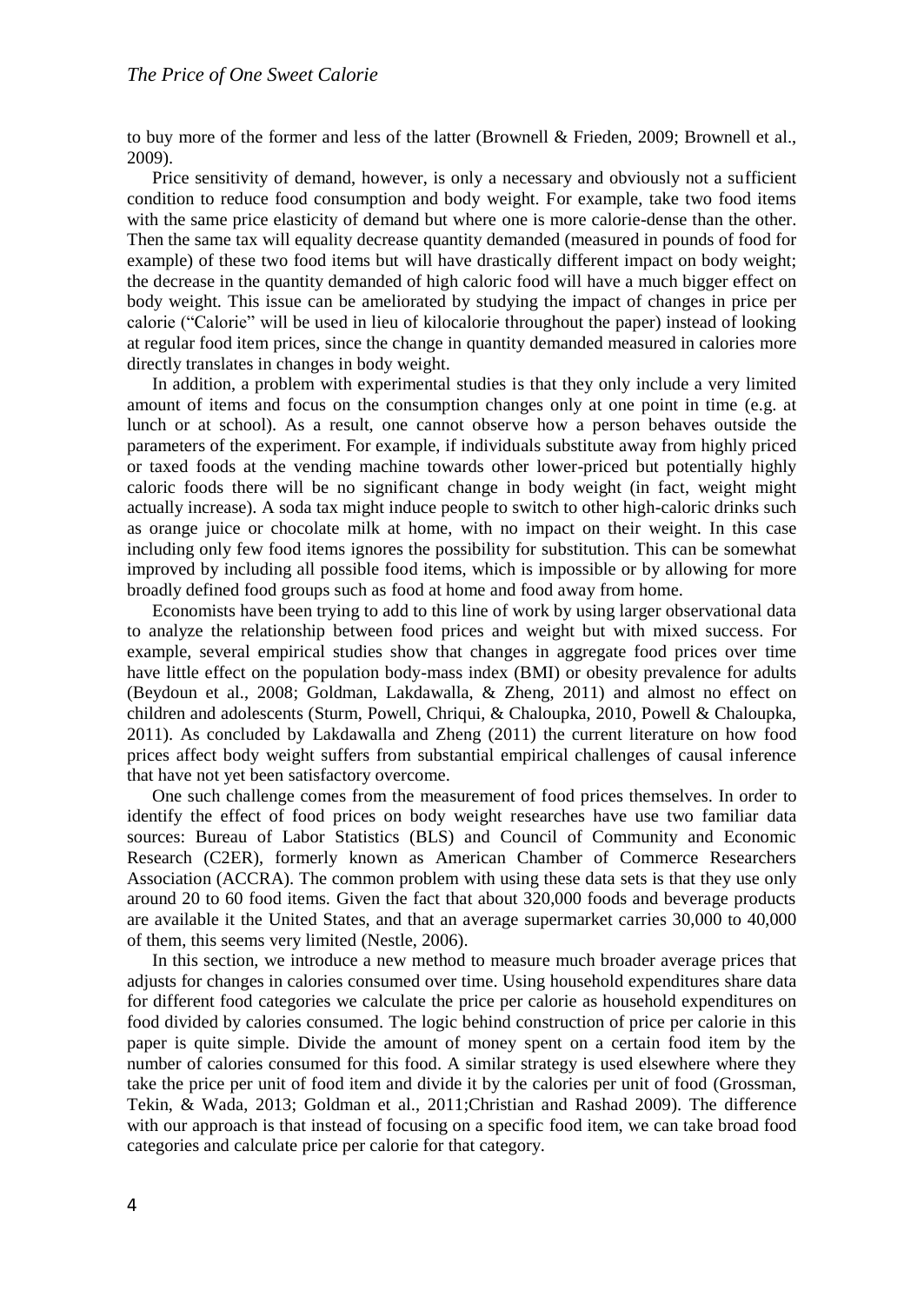to buy more of the former and less of the latter (Brownell & Frieden, 2009; Brownell et al., 2009).

Price sensitivity of demand, however, is only a necessary and obviously not a sufficient condition to reduce food consumption and body weight. For example, take two food items with the same price elasticity of demand but where one is more calorie-dense than the other. Then the same tax will equality decrease quantity demanded (measured in pounds of food for example) of these two food items but will have drastically different impact on body weight; the decrease in the quantity demanded of high caloric food will have a much bigger effect on body weight. This issue can be ameliorated by studying the impact of changes in price per calorie ("Calorie" will be used in lieu of kilocalorie throughout the paper) instead of looking at regular food item prices, since the change in quantity demanded measured in calories more directly translates in changes in body weight.

In addition, a problem with experimental studies is that they only include a very limited amount of items and focus on the consumption changes only at one point in time (e.g. at lunch or at school). As a result, one cannot observe how a person behaves outside the parameters of the experiment. For example, if individuals substitute away from highly priced or taxed foods at the vending machine towards other lower-priced but potentially highly caloric foods there will be no significant change in body weight (in fact, weight might actually increase). A soda tax might induce people to switch to other high-caloric drinks such as orange juice or chocolate milk at home, with no impact on their weight. In this case including only few food items ignores the possibility for substitution. This can be somewhat improved by including all possible food items, which is impossible or by allowing for more broadly defined food groups such as food at home and food away from home.

Economists have been trying to add to this line of work by using larger observational data to analyze the relationship between food prices and weight but with mixed success. For example, several empirical studies show that changes in aggregate food prices over time have little effect on the population body-mass index (BMI) or obesity prevalence for adults (Beydoun et al., 2008; Goldman, Lakdawalla, & Zheng, 2011) and almost no effect on children and adolescents (Sturm, Powell, Chriqui, & Chaloupka, 2010, Powell & Chaloupka, 2011). As concluded by Lakdawalla and Zheng (2011) the current literature on how food prices affect body weight suffers from substantial empirical challenges of causal inference that have not yet been satisfactory overcome.

One such challenge comes from the measurement of food prices themselves. In order to identify the effect of food prices on body weight researches have use two familiar data sources: Bureau of Labor Statistics (BLS) and Council of Community and Economic Research (C2ER), formerly known as American Chamber of Commerce Researchers Association (ACCRA). The common problem with using these data sets is that they use only around 20 to 60 food items. Given the fact that about 320,000 foods and beverage products are available it the United States, and that an average supermarket carries 30,000 to 40,000 of them, this seems very limited (Nestle, 2006).

In this section, we introduce a new method to measure much broader average prices that adjusts for changes in calories consumed over time. Using household expenditures share data for different food categories we calculate the price per calorie as household expenditures on food divided by calories consumed. The logic behind construction of price per calorie in this paper is quite simple. Divide the amount of money spent on a certain food item by the number of calories consumed for this food. A similar strategy is used elsewhere where they take the price per unit of food item and divide it by the calories per unit of food (Grossman, Tekin, & Wada, 2013; Goldman et al., 2011;Christian and Rashad 2009). The difference with our approach is that instead of focusing on a specific food item, we can take broad food categories and calculate price per calorie for that category.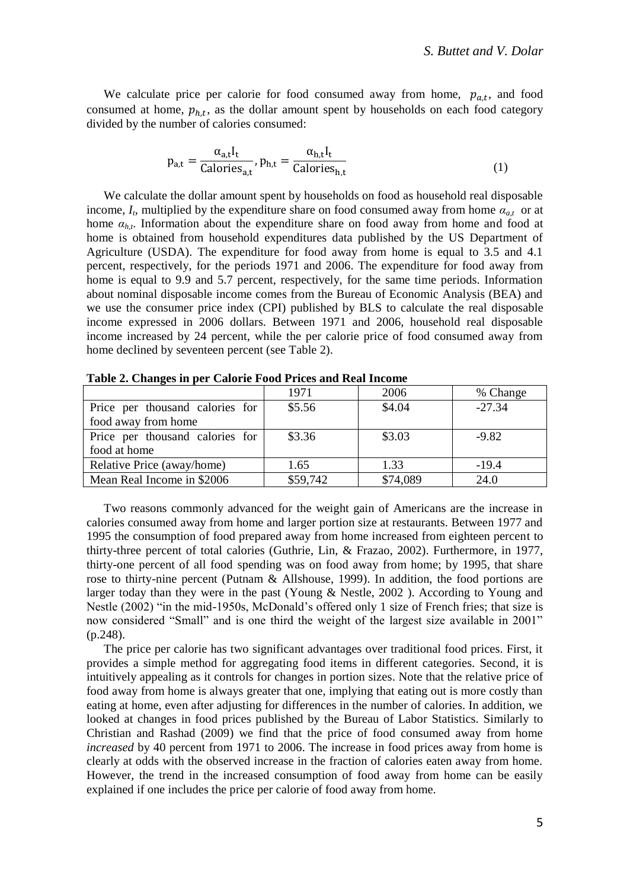We calculate price per calorie for food consumed away from home, $p_{a,t}$, and food consumed at home, $p_{h,t}$, as the dollar amount spent by households on each food category divided by the number of calories consumed:

$$p_{a,t} = \frac{\alpha_{a,t} I_t}{\text{Calories}_{a,t}}, p_{h,t} = \frac{\alpha_{h,t} I_t}{\text{Calories}_{h,t}} \quad (1)$$

We calculate the dollar amount spent by households on food as household real disposable income, $I_t$, multiplied by the expenditure share on food consumed away from home $\alpha_{a,t}$ or at home $\alpha_{h,t}$. Information about the expenditure share on food away from home and food at home is obtained from household expenditures data published by the US Department of Agriculture (USDA). The expenditure for food away from home is equal to 3.5 and 4.1 percent, respectively, for the periods 1971 and 2006. The expenditure for food away from home is equal to 9.9 and 5.7 percent, respectively, for the same time periods. Information about nominal disposable income comes from the Bureau of Economic Analysis (BEA) and we use the consumer price index (CPI) published by BLS to calculate the real disposable income expressed in 2006 dollars. Between 1971 and 2006, household real disposable income increased by 24 percent, while the per calorie price of food consumed away from home declined by seventeen percent (see Table 2).

**Table 2. Changes in per Calorie Food Prices and Real Income**

| | 1971 | 2006 | % Change |
|---|---|---|---|
| Price per thousand calories for food away from home | \$5.56 | \$4.04 | -27.34 |
| Price per thousand calories for food at home | \$3.36 | \$3.03 | -9.82 |
| Relative Price (away/home) | 1.65 | 1.33 | -19.4 |
| Mean Real Income in \$2006 | \$59,742 | \$74,089 | 24.0 |

Two reasons commonly advanced for the weight gain of Americans are the increase in calories consumed away from home and larger portion size at restaurants. Between 1977 and 1995 the consumption of food prepared away from home increased from eighteen percent to thirty-three percent of total calories (Guthrie, Lin, & Frazao, 2002). Furthermore, in 1977, thirty-one percent of all food spending was on food away from home; by 1995, that share rose to thirty-nine percent (Putnam & Allshouse, 1999). In addition, the food portions are larger today than they were in the past (Young & Nestle, 2002 ). According to Young and Nestle (2002) "in the mid-1950s, McDonald's offered only 1 size of French fries; that size is now considered "Small" and is one third the weight of the largest size available in 2001" (p.248).

The price per calorie has two significant advantages over traditional food prices. First, it provides a simple method for aggregating food items in different categories. Second, it is intuitively appealing as it controls for changes in portion sizes. Note that the relative price of food away from home is always greater that one, implying that eating out is more costly than eating at home, even after adjusting for differences in the number of calories. In addition, we looked at changes in food prices published by the Bureau of Labor Statistics. Similarly to Christian and Rashad (2009) we find that the price of food consumed away from home *increased* by 40 percent from 1971 to 2006. The increase in food prices away from home is clearly at odds with the observed increase in the fraction of calories eaten away from home. However, the trend in the increased consumption of food away from home can be easily explained if one includes the price per calorie of food away from home.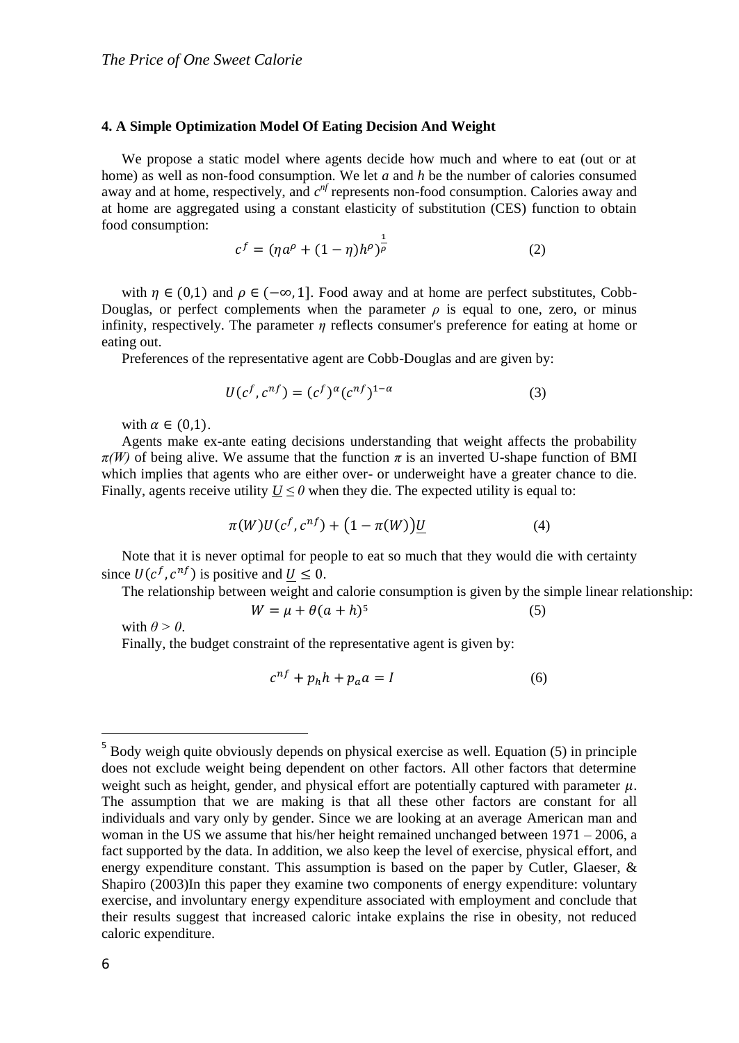## 4. A Simple Optimization Model Of Eating Decision And Weight

We propose a static model where agents decide how much and where to eat (out or at home) as well as non-food consumption. We let *a* and *h* be the number of calories consumed away and at home, respectively, and $c^{nf}$ represents non-food consumption. Calories away and at home are aggregated using a constant elasticity of substitution (CES) function to obtain food consumption:

$$c^f = (\eta a^\rho + (1-\eta)h^\rho)^{\frac{1}{\rho}} \tag{2}$$

with $\eta \in (0,1)$ and $\rho \in (-\infty, 1]$. Food away and at home are perfect substitutes, Cobb-Douglas, or perfect complements when the parameter $\rho$ is equal to one, zero, or minus infinity, respectively. The parameter $\eta$ reflects consumer's preference for eating at home or eating out.

Preferences of the representative agent are Cobb-Douglas and are given by:

$$U(c^f, c^{nf}) = (c^f)^\alpha (c^{nf})^{1-\alpha} \tag{3}$$

with $\alpha \in (0,1)$.

Agents make ex-ante eating decisions understanding that weight affects the probability $\pi(W)$ of being alive. We assume that the function $\pi$ is an inverted U-shape function of BMI which implies that agents who are either over- or underweight have a greater chance to die. Finally, agents receive utility $\underline{U} \leq 0$ when they die. The expected utility is equal to:

$$\pi(W)U(c^f, c^{nf}) + (1-\pi(W))\underline{U} \tag{4}$$

Note that it is never optimal for people to eat so much that they would die with certainty since $U(c^f, c^{nf})$ is positive and $\underline{U} \leq 0$.

The relationship between weight and calorie consumption is given by the simple linear relationship:

$$W = \mu + \theta(a+h)[5] \tag{5}$$

with $\theta > 0$.

Finally, the budget constraint of the representative agent is given by:

$$c^{nf} + p_h h + p_a a = I \tag{6}$$

[5] Body weigh quite obviously depends on physical exercise as well. Equation (5) in principle does not exclude weight being dependent on other factors. All other factors that determine weight such as height, gender, and physical effort are potentially captured with parameter $\mu$. The assumption that we are making is that all these other factors are constant for all individuals and vary only by gender. Since we are looking at an average American man and woman in the US we assume that his/her height remained unchanged between 1971 – 2006, a fact supported by the data. In addition, we also keep the level of exercise, physical effort, and energy expenditure constant. This assumption is based on the paper by Cutler, Glaeser, & Shapiro (2003)In this paper they examine two components of energy expenditure: voluntary exercise, and involuntary energy expenditure associated with employment and conclude that their results suggest that increased caloric intake explains the rise in obesity, not reduced caloric expenditure.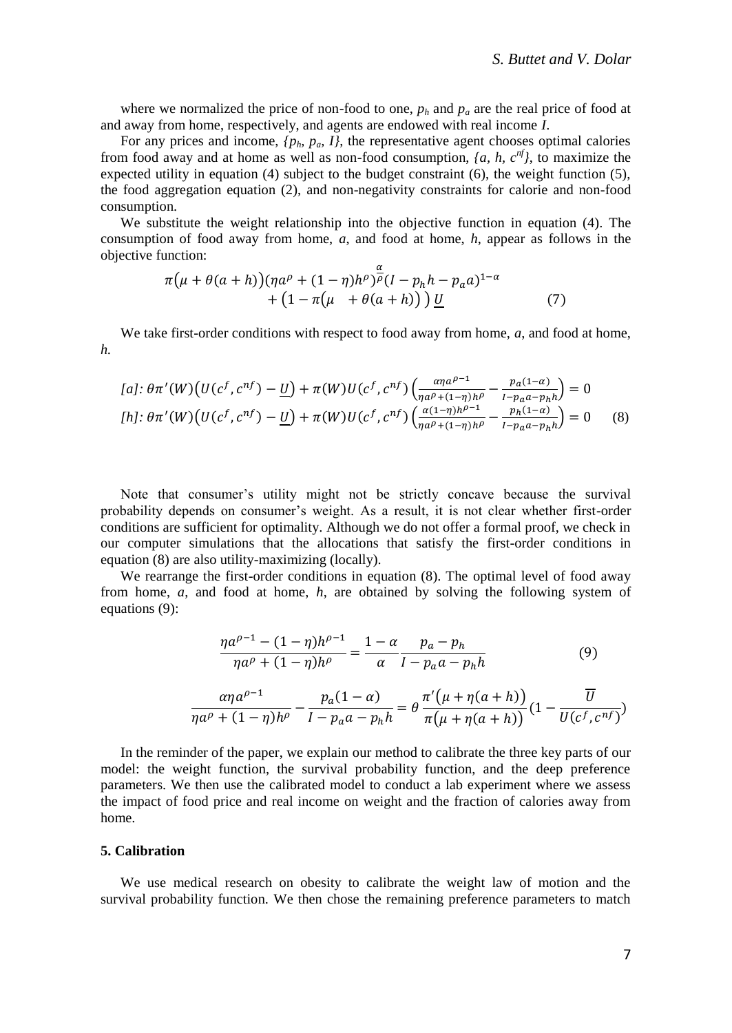where we normalized the price of non-food to one, $p_h$ and $p_a$ are the real price of food at and away from home, respectively, and agents are endowed with real income $I$.

For any prices and income, $\{p_h, p_a, I\}$, the representative agent chooses optimal calories from food away and at home as well as non-food consumption, $\{a, h, c^{nf}\}$, to maximize the expected utility in equation (4) subject to the budget constraint (6), the weight function (5), the food aggregation equation (2), and non-negativity constraints for calorie and non-food consumption.

We substitute the weight relationship into the objective function in equation (4). The consumption of food away from home, $a$, and food at home, $h$, appear as follows in the objective function:

$$\pi\big(\mu + \theta(a+h)\big)(\eta a^{\rho} + (1-\eta)h^{\rho})^{\frac{\alpha}{\rho}}(I - p_h h - p_a a)^{1-\alpha} + \big(1 - \pi(\mu \quad + \theta(a+h))\big)\,\underline{U} \tag{7}$$

We take first-order conditions with respect to food away from home, $a$, and food at home, $h$.

$$[a]: \theta\pi'(W)\big(U(c^f, c^{nf}) - \underline{U}\big) + \pi(W)U(c^f, c^{nf})\left(\frac{\alpha\eta a^{\rho-1}}{\eta a^{\rho} + (1-\eta)h^{\rho}} - \frac{p_a(1-\alpha)}{I - p_a a - p_h h}\right) = 0$$
$$[h]: \theta\pi'(W)\big(U(c^f, c^{nf}) - \underline{U}\big) + \pi(W)U(c^f, c^{nf})\left(\frac{\alpha(1-\eta)h^{\rho-1}}{\eta a^{\rho} + (1-\eta)h^{\rho}} - \frac{p_h(1-\alpha)}{I - p_a a - p_h h}\right) = 0 \tag{8}$$

Note that consumer's utility might not be strictly concave because the survival probability depends on consumer's weight. As a result, it is not clear whether first-order conditions are sufficient for optimality. Although we do not offer a formal proof, we check in our computer simulations that the allocations that satisfy the first-order conditions in equation (8) are also utility-maximizing (locally).

We rearrange the first-order conditions in equation (8). The optimal level of food away from home, $a$, and food at home, $h$, are obtained by solving the following system of equations (9):

$$\frac{\eta a^{\rho-1} - (1-\eta)h^{\rho-1}}{\eta a^{\rho} + (1-\eta)h^{\rho}} = \frac{1-\alpha}{\alpha}\frac{p_a - p_h}{I - p_a a - p_h h} \tag{9}$$

$$\frac{\alpha\eta a^{\rho-1}}{\eta a^{\rho} + (1-\eta)h^{\rho}} - \frac{p_a(1-\alpha)}{I - p_a a - p_h h} = \theta\frac{\pi'\big(\mu + \eta(a+h)\big)}{\pi\big(\mu + \eta(a+h)\big)}\left(1 - \frac{\overline{U}}{U(c^f, c^{nf})}\right)$$

In the reminder of the paper, we explain our method to calibrate the three key parts of our model: the weight function, the survival probability function, and the deep preference parameters. We then use the calibrated model to conduct a lab experiment where we assess the impact of food price and real income on weight and the fraction of calories away from home.

## 5. Calibration

We use medical research on obesity to calibrate the weight law of motion and the survival probability function. We then chose the remaining preference parameters to match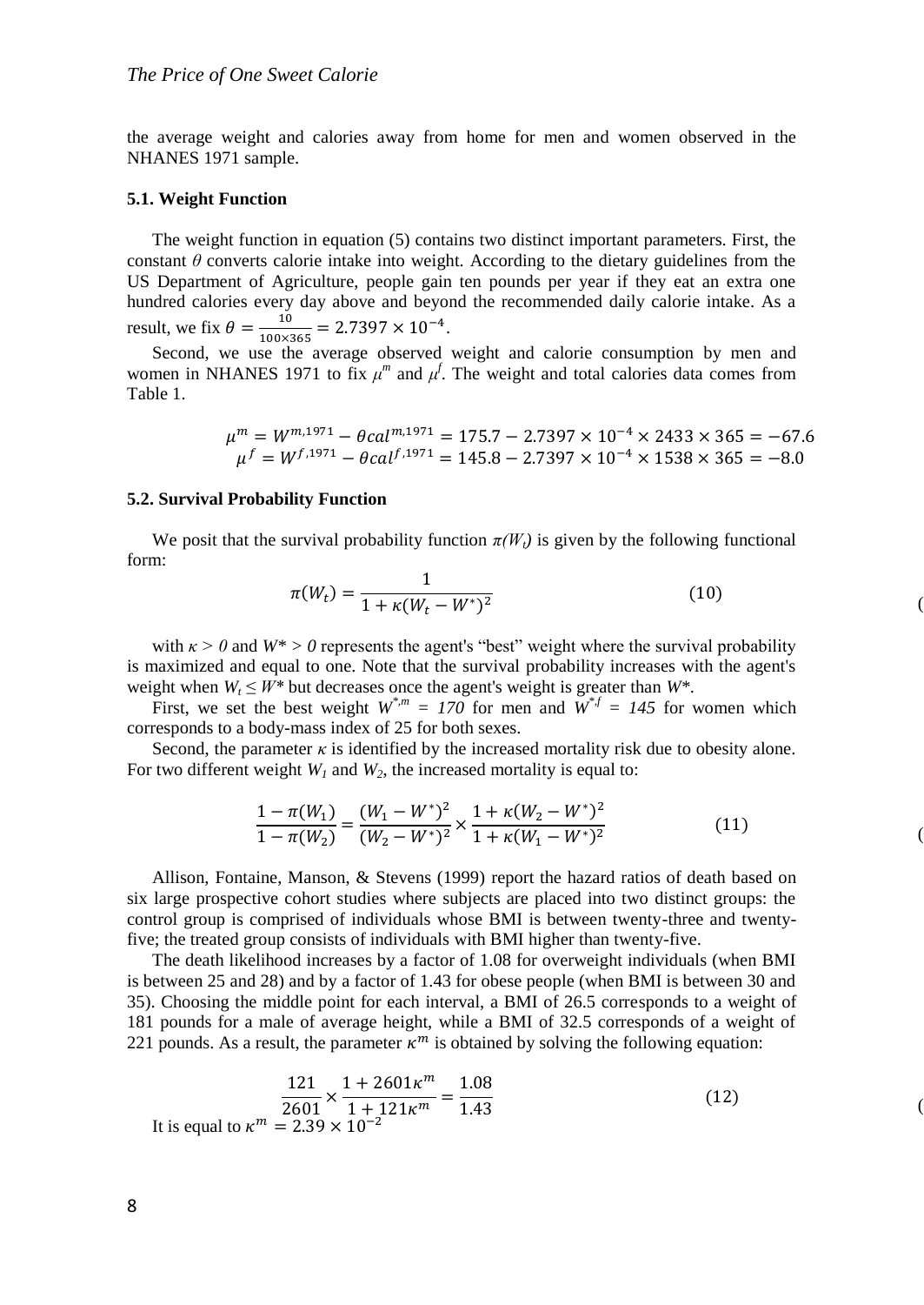the average weight and calories away from home for men and women observed in the NHANES 1971 sample.

### 5.1. Weight Function

The weight function in equation (5) contains two distinct important parameters. First, the constant $\theta$ converts calorie intake into weight. According to the dietary guidelines from the US Department of Agriculture, people gain ten pounds per year if they eat an extra one hundred calories every day above and beyond the recommended daily calorie intake. As a result, we fix $\theta = \frac{10}{100\times365} = 2.7397\times10^{-4}$.

Second, we use the average observed weight and calorie consumption by men and women in NHANES 1971 to fix $\mu^m$ and $\mu^f$. The weight and total calories data comes from Table 1.

$$\mu^m = W^{m,1971} - \theta cal^{m,1971} = 175.7 - 2.7397\times10^{-4}\times2433\times365 = -67.6$$
$$\mu^f = W^{f,1971} - \theta cal^{f,1971} = 145.8 - 2.7397\times10^{-4}\times1538\times365 = -8.0$$

### 5.2. Survival Probability Function

We posit that the survival probability function $\pi(W_t)$ is given by the following functional form:

$$\pi(W_t) = \frac{1}{1+\kappa(W_t - W^*)^2} \tag{10}$$

with $\kappa > 0$ and $W^* > 0$ represents the agent's "best" weight where the survival probability is maximized and equal to one. Note that the survival probability increases with the agent's weight when $W_t \leq W^*$ but decreases once the agent's weight is greater than $W^*$.

First, we set the best weight $W^{*,m} = 170$ for men and $W^{*,f} = 145$ for women which corresponds to a body-mass index of 25 for both sexes.

Second, the parameter $\kappa$ is identified by the increased mortality risk due to obesity alone. For two different weight $W_1$ and $W_2$, the increased mortality is equal to:

$$\frac{1-\pi(W_1)}{1-\pi(W_2)} = \frac{(W_1 - W^*)^2}{(W_2 - W^*)^2}\times\frac{1+\kappa(W_2 - W^*)^2}{1+\kappa(W_1 - W^*)^2} \tag{11}$$

Allison, Fontaine, Manson, & Stevens (1999) report the hazard ratios of death based on six large prospective cohort studies where subjects are placed into two distinct groups: the control group is comprised of individuals whose BMI is between twenty-three and twenty-five; the treated group consists of individuals with BMI higher than twenty-five.

The death likelihood increases by a factor of 1.08 for overweight individuals (when BMI is between 25 and 28) and by a factor of 1.43 for obese people (when BMI is between 30 and 35). Choosing the middle point for each interval, a BMI of 26.5 corresponds to a weight of 181 pounds for a male of average height, while a BMI of 32.5 corresponds of a weight of 221 pounds. As a result, the parameter $\kappa^m$ is obtained by solving the following equation:

$$\frac{121}{2601}\times\frac{1+2601\kappa^m}{1+121\kappa^m} = \frac{1.08}{1.43} \tag{12}$$

It is equal to $\kappa^m = 2.39\times10^{-2}$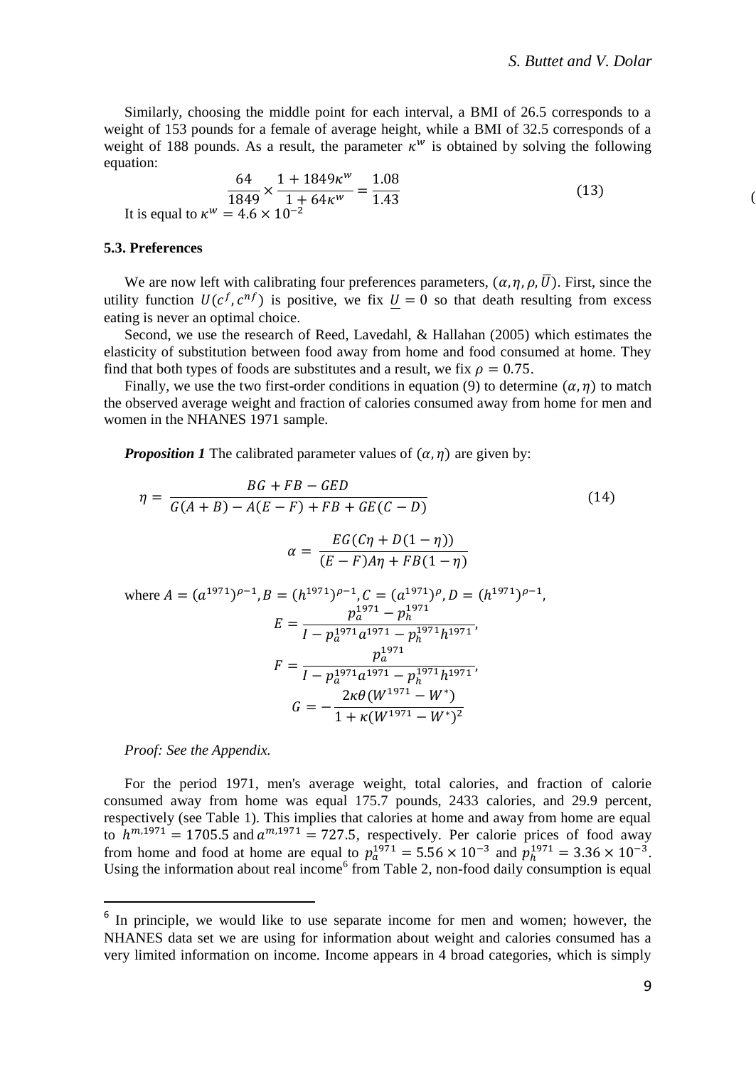Similarly, choosing the middle point for each interval, a BMI of 26.5 corresponds to a weight of 153 pounds for a female of average height, while a BMI of 32.5 corresponds of a weight of 188 pounds. As a result, the parameter $\kappa^w$ is obtained by solving the following equation:

$$\frac{64}{1849} \times \frac{1 + 1849\kappa^w}{1 + 64\kappa^w} = \frac{1.08}{1.43} \tag{13}$$

It is equal to $\kappa^w = 4.6 \times 10^{-2}$

### 5.3. Preferences

We are now left with calibrating four preferences parameters, $(\alpha, \eta, \rho, \overline{U})$. First, since the utility function $U(c^f, c^{nf})$ is positive, we fix $\underline{U} = 0$ so that death resulting from excess eating is never an optimal choice.

Second, we use the research of Reed, Lavedahl, & Hallahan (2005) which estimates the elasticity of substitution between food away from home and food consumed at home. They find that both types of foods are substitutes and a result, we fix $\rho = 0.75$.

Finally, we use the two first-order conditions in equation (9) to determine $(\alpha, \eta)$ to match the observed average weight and fraction of calories consumed away from home for men and women in the NHANES 1971 sample.

***Proposition 1*** The calibrated parameter values of $(\alpha, \eta)$ are given by:

$$\eta = \frac{BG + FB - GED}{G(A + B) - A(E - F) + FB + GE(C - D)} \tag{14}$$

$$\alpha = \frac{EG(C\eta + D(1 - \eta))}{(E - F)A\eta + FB(1 - \eta)}$$

where $A = (a^{1971})^{\rho - 1}, B = (h^{1971})^{\rho - 1}, C = (a^{1971})^{\rho}, D = (h^{1971})^{\rho - 1}$,

$$E = \frac{p_a^{1971} - p_h^{1971}}{I - p_a^{1971}a^{1971} - p_h^{1971}h^{1971}},$$

$$F = \frac{p_a^{1971}}{I - p_a^{1971}a^{1971} - p_h^{1971}h^{1971}},$$

$$G = -\frac{2\kappa\theta(W^{1971} - W^*)}{1 + \kappa(W^{1971} - W^*)^2}$$

*Proof: See the Appendix.*

For the period 1971, men's average weight, total calories, and fraction of calorie consumed away from home was equal 175.7 pounds, 2433 calories, and 29.9 percent, respectively (see Table 1). This implies that calories at home and away from home are equal to $h^{m,1971} = 1705.5$ and $a^{m,1971} = 727.5$, respectively. Per calorie prices of food away from home and food at home are equal to $p_a^{1971} = 5.56 \times 10^{-3}$ and $p_h^{1971} = 3.36 \times 10^{-3}$. Using the information about real income[6] from Table 2, non-food daily consumption is equal

---

[6] In principle, we would like to use separate income for men and women; however, the NHANES data set we are using for information about weight and calories consumed has a very limited information on income. Income appears in 4 broad categories, which is simply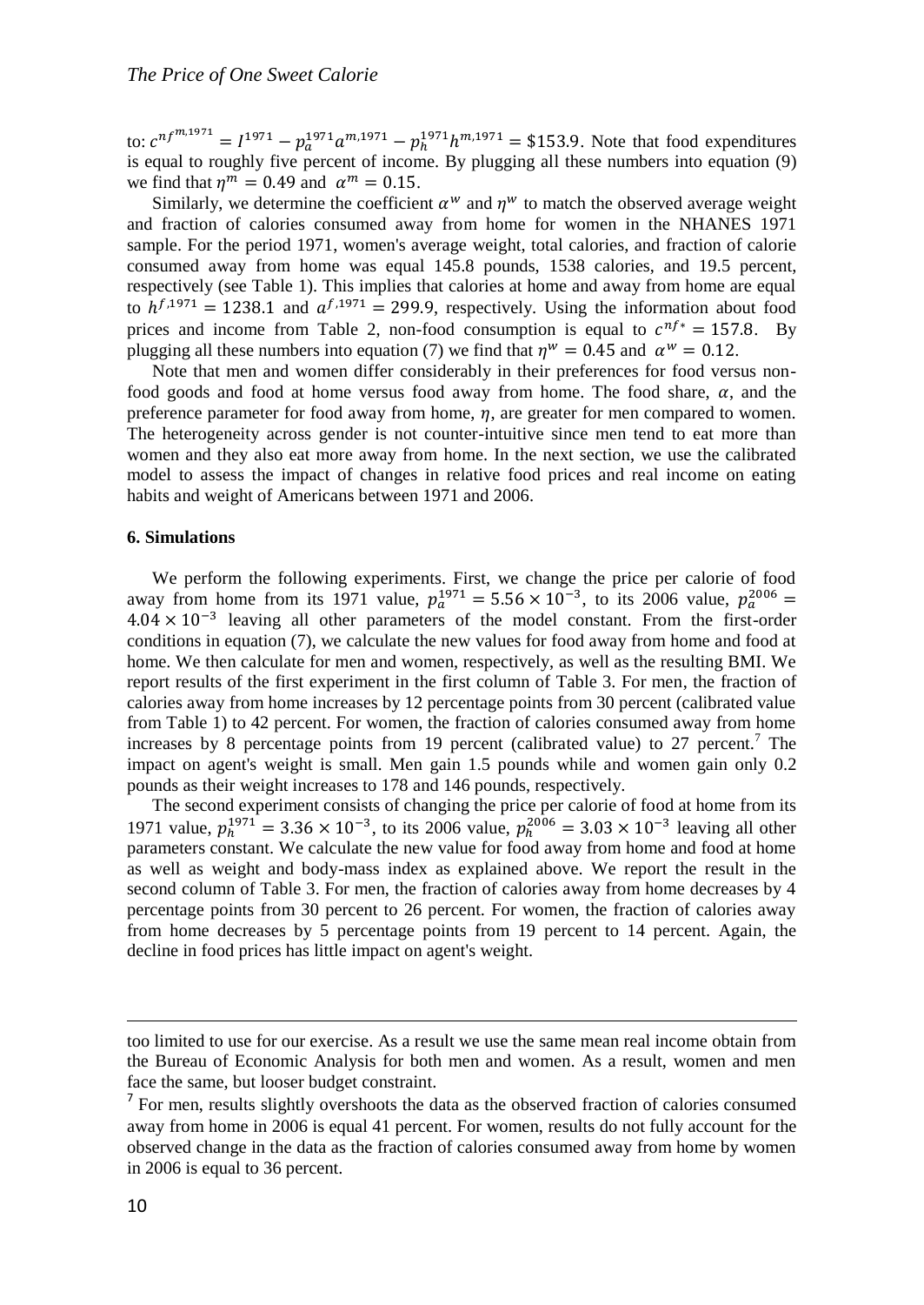to: $c^{nf^{m,1971}} = I^{1971} - p_a^{1971} a^{m,1971} - p_h^{1971} h^{m,1971} = \$153.9$. Note that food expenditures is equal to roughly five percent of income. By plugging all these numbers into equation (9) we find that $\eta^m = 0.49$ and $\alpha^m = 0.15$.

Similarly, we determine the coefficient $\alpha^w$ and $\eta^w$ to match the observed average weight and fraction of calories consumed away from home for women in the NHANES 1971 sample. For the period 1971, women's average weight, total calories, and fraction of calorie consumed away from home was equal 145.8 pounds, 1538 calories, and 19.5 percent, respectively (see Table 1). This implies that calories at home and away from home are equal to $h^{f,1971} = 1238.1$ and $a^{f,1971} = 299.9$, respectively. Using the information about food prices and income from Table 2, non-food consumption is equal to $c^{nf*} = 157.8$. By plugging all these numbers into equation (7) we find that $\eta^w = 0.45$ and $\alpha^w = 0.12$.

Note that men and women differ considerably in their preferences for food versus non-food goods and food at home versus food away from home. The food share, $\alpha$, and the preference parameter for food away from home, $\eta$, are greater for men compared to women. The heterogeneity across gender is not counter-intuitive since men tend to eat more than women and they also eat more away from home. In the next section, we use the calibrated model to assess the impact of changes in relative food prices and real income on eating habits and weight of Americans between 1971 and 2006.

## 6. Simulations

We perform the following experiments. First, we change the price per calorie of food away from home from its 1971 value, $p_a^{1971} = 5.56 \times 10^{-3}$, to its 2006 value, $p_a^{2006} = 4.04 \times 10^{-3}$ leaving all other parameters of the model constant. From the first-order conditions in equation (7), we calculate the new values for food away from home and food at home. We then calculate for men and women, respectively, as well as the resulting BMI. We report results of the first experiment in the first column of Table 3. For men, the fraction of calories away from home increases by 12 percentage points from 30 percent (calibrated value from Table 1) to 42 percent. For women, the fraction of calories consumed away from home increases by 8 percentage points from 19 percent (calibrated value) to 27 percent.[7] The impact on agent's weight is small. Men gain 1.5 pounds while and women gain only 0.2 pounds as their weight increases to 178 and 146 pounds, respectively.

The second experiment consists of changing the price per calorie of food at home from its 1971 value, $p_h^{1971} = 3.36 \times 10^{-3}$, to its 2006 value, $p_h^{2006} = 3.03 \times 10^{-3}$ leaving all other parameters constant. We calculate the new value for food away from home and food at home as well as weight and body-mass index as explained above. We report the result in the second column of Table 3. For men, the fraction of calories away from home decreases by 4 percentage points from 30 percent to 26 percent. For women, the fraction of calories away from home decreases by 5 percentage points from 19 percent to 14 percent. Again, the decline in food prices has little impact on agent's weight.

---

too limited to use for our exercise. As a result we use the same mean real income obtain from the Bureau of Economic Analysis for both men and women. As a result, women and men face the same, but looser budget constraint.

[7] For men, results slightly overshoots the data as the observed fraction of calories consumed away from home in 2006 is equal 41 percent. For women, results do not fully account for the observed change in the data as the fraction of calories consumed away from home by women in 2006 is equal to 36 percent.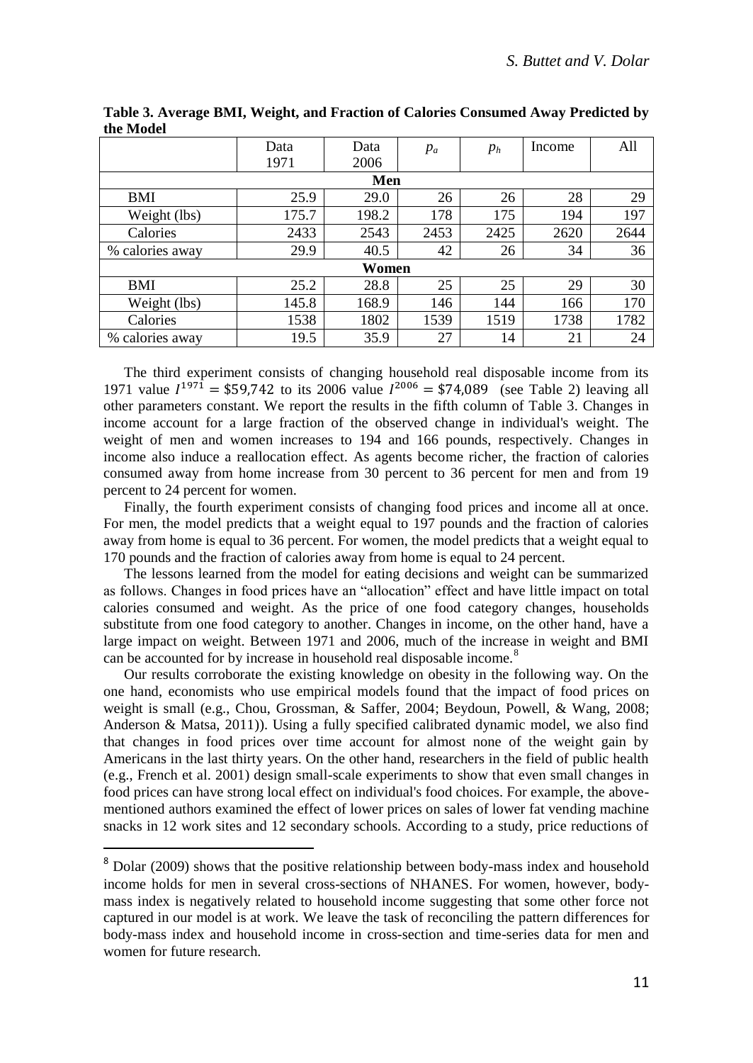**Table 3. Average BMI, Weight, and Fraction of Calories Consumed Away Predicted by the Model**

| | Data 1971 | Data 2006 | $p_a$ | $p_h$ | Income | All |
|---|---|---|---|---|---|---|
| **Men** | | | | | | |
| BMI | 25.9 | 29.0 | 26 | 26 | 28 | 29 |
| Weight (lbs) | 175.7 | 198.2 | 178 | 175 | 194 | 197 |
| Calories | 2433 | 2543 | 2453 | 2425 | 2620 | 2644 |
| % calories away | 29.9 | 40.5 | 42 | 26 | 34 | 36 |
| **Women** | | | | | | |
| BMI | 25.2 | 28.8 | 25 | 25 | 29 | 30 |
| Weight (lbs) | 145.8 | 168.9 | 146 | 144 | 166 | 170 |
| Calories | 1538 | 1802 | 1539 | 1519 | 1738 | 1782 |
| % calories away | 19.5 | 35.9 | 27 | 14 | 21 | 24 |

The third experiment consists of changing household real disposable income from its 1971 value $I^{1971} = \$59{,}742$ to its 2006 value $I^{2006} = \$74{,}089$ (see Table 2) leaving all other parameters constant. We report the results in the fifth column of Table 3. Changes in income account for a large fraction of the observed change in individual's weight. The weight of men and women increases to 194 and 166 pounds, respectively. Changes in income also induce a reallocation effect. As agents become richer, the fraction of calories consumed away from home increase from 30 percent to 36 percent for men and from 19 percent to 24 percent for women.

Finally, the fourth experiment consists of changing food prices and income all at once. For men, the model predicts that a weight equal to 197 pounds and the fraction of calories away from home is equal to 36 percent. For women, the model predicts that a weight equal to 170 pounds and the fraction of calories away from home is equal to 24 percent.

The lessons learned from the model for eating decisions and weight can be summarized as follows. Changes in food prices have an "allocation" effect and have little impact on total calories consumed and weight. As the price of one food category changes, households substitute from one food category to another. Changes in income, on the other hand, have a large impact on weight. Between 1971 and 2006, much of the increase in weight and BMI can be accounted for by increase in household real disposable income.[8]

Our results corroborate the existing knowledge on obesity in the following way. On the one hand, economists who use empirical models found that the impact of food prices on weight is small (e.g., Chou, Grossman, & Saffer, 2004; Beydoun, Powell, & Wang, 2008; Anderson & Matsa, 2011)). Using a fully specified calibrated dynamic model, we also find that changes in food prices over time account for almost none of the weight gain by Americans in the last thirty years. On the other hand, researchers in the field of public health (e.g., French et al. 2001) design small-scale experiments to show that even small changes in food prices can have strong local effect on individual's food choices. For example, the above-mentioned authors examined the effect of lower prices on sales of lower fat vending machine snacks in 12 work sites and 12 secondary schools. According to a study, price reductions of

[8] Dolar (2009) shows that the positive relationship between body-mass index and household income holds for men in several cross-sections of NHANES. For women, however, body-mass index is negatively related to household income suggesting that some other force not captured in our model is at work. We leave the task of reconciling the pattern differences for body-mass index and household income in cross-section and time-series data for men and women for future research.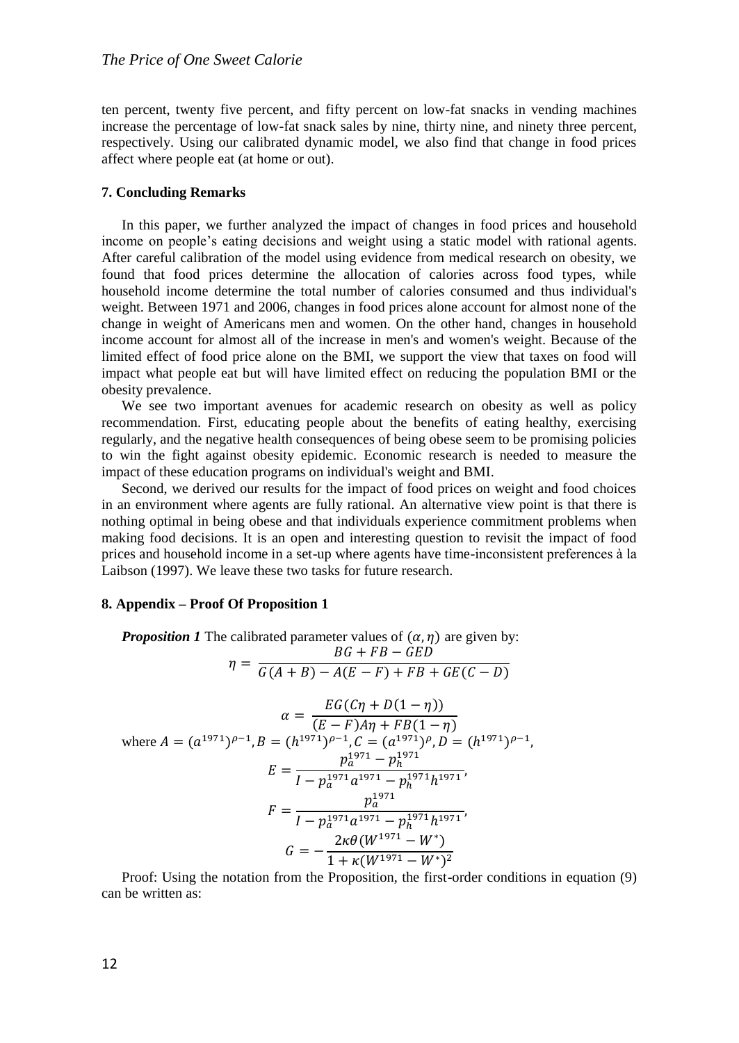ten percent, twenty five percent, and fifty percent on low-fat snacks in vending machines increase the percentage of low-fat snack sales by nine, thirty nine, and ninety three percent, respectively. Using our calibrated dynamic model, we also find that change in food prices affect where people eat (at home or out).

## 7. Concluding Remarks

In this paper, we further analyzed the impact of changes in food prices and household income on people's eating decisions and weight using a static model with rational agents. After careful calibration of the model using evidence from medical research on obesity, we found that food prices determine the allocation of calories across food types, while household income determine the total number of calories consumed and thus individual's weight. Between 1971 and 2006, changes in food prices alone account for almost none of the change in weight of Americans men and women. On the other hand, changes in household income account for almost all of the increase in men's and women's weight. Because of the limited effect of food price alone on the BMI, we support the view that taxes on food will impact what people eat but will have limited effect on reducing the population BMI or the obesity prevalence.

We see two important avenues for academic research on obesity as well as policy recommendation. First, educating people about the benefits of eating healthy, exercising regularly, and the negative health consequences of being obese seem to be promising policies to win the fight against obesity epidemic. Economic research is needed to measure the impact of these education programs on individual's weight and BMI.

Second, we derived our results for the impact of food prices on weight and food choices in an environment where agents are fully rational. An alternative view point is that there is nothing optimal in being obese and that individuals experience commitment problems when making food decisions. It is an open and interesting question to revisit the impact of food prices and household income in a set-up where agents have time-inconsistent preferences à la Laibson (1997). We leave these two tasks for future research.

## 8. Appendix – Proof Of Proposition 1

***Proposition 1*** The calibrated parameter values of $(\alpha, \eta)$ are given by:

$$\eta = \frac{BG + FB - GED}{G(A+B) - A(E-F) + FB + GE(C-D)}$$

$$\alpha = \frac{EG(C\eta + D(1-\eta))}{(E-F)A\eta + FB(1-\eta)}$$

where $A = (a^{1971})^{\rho-1}, B = (h^{1971})^{\rho-1}, C = (a^{1971})^{\rho}, D = (h^{1971})^{\rho-1}$,

$$E = \frac{p_a^{1971} - p_h^{1971}}{I - p_a^{1971}a^{1971} - p_h^{1971}h^{1971}},$$

$$F = \frac{p_a^{1971}}{I - p_a^{1971}a^{1971} - p_h^{1971}h^{1971}},$$

$$G = -\frac{2\kappa\theta(W^{1971} - W^*)}{1 + \kappa(W^{1971} - W^*)^2}$$

Proof: Using the notation from the Proposition, the first-order conditions in equation (9) can be written as: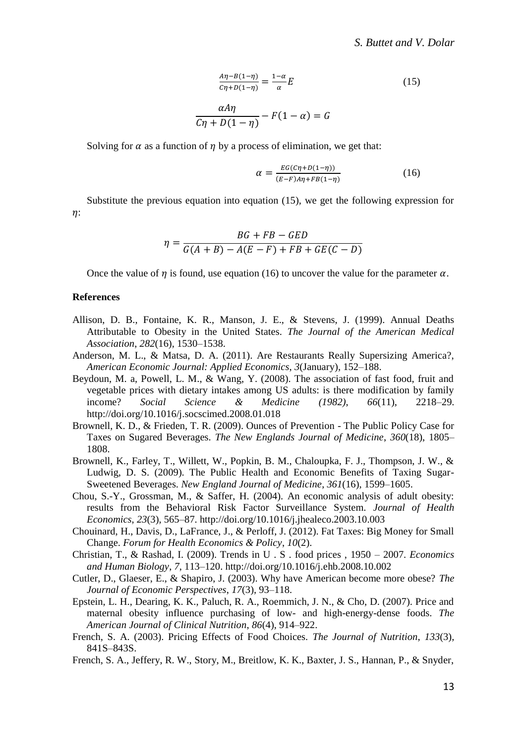$$\frac{A\eta - B(1-\eta)}{C\eta + D(1-\eta)} = \frac{1-\alpha}{\alpha}E \tag{15}$$

$$\frac{\alpha A\eta}{C\eta + D(1-\eta)} - F(1-\alpha) = G$$

Solving for $\alpha$ as a function of $\eta$ by a process of elimination, we get that:

$$\alpha = \frac{EG(C\eta + D(1-\eta))}{(E-F)A\eta + FB(1-\eta)} \tag{16}$$

Substitute the previous equation into equation (15), we get the following expression for $\eta$:

$$\eta = \frac{BG + FB - GED}{G(A+B) - A(E-F) + FB + GE(C-D)}$$

Once the value of $\eta$ is found, use equation (16) to uncover the value for the parameter $\alpha$.

## References

Allison, D. B., Fontaine, K. R., Manson, J. E., & Stevens, J. (1999). Annual Deaths Attributable to Obesity in the United States. *The Journal of the American Medical Association*, *282*(16), 1530–1538.

Anderson, M. L., & Matsa, D. A. (2011). Are Restaurants Really Supersizing America?, *American Economic Journal: Applied Economics*, *3*(January), 152–188.

Beydoun, M. a, Powell, L. M., & Wang, Y. (2008). The association of fast food, fruit and vegetable prices with dietary intakes among US adults: is there modification by family income? *Social Science & Medicine (1982)*, *66*(11), 2218–29. http://doi.org/10.1016/j.socscimed.2008.01.018

Brownell, K. D., & Frieden, T. R. (2009). Ounces of Prevention - The Public Policy Case for Taxes on Sugared Beverages. *The New Englands Journal of Medicine*, *360*(18), 1805–1808.

Brownell, K., Farley, T., Willett, W., Popkin, B. M., Chaloupka, F. J., Thompson, J. W., & Ludwig, D. S. (2009). The Public Health and Economic Benefits of Taxing Sugar-Sweetened Beverages. *New England Journal of Medicine*, *361*(16), 1599–1605.

Chou, S.-Y., Grossman, M., & Saffer, H. (2004). An economic analysis of adult obesity: results from the Behavioral Risk Factor Surveillance System. *Journal of Health Economics*, *23*(3), 565–87. http://doi.org/10.1016/j.jhealeco.2003.10.003

Chouinard, H., Davis, D., LaFrance, J., & Perloff, J. (2012). Fat Taxes: Big Money for Small Change. *Forum for Health Economics & Policy*, *10*(2).

Christian, T., & Rashad, I. (2009). Trends in U . S . food prices , 1950 – 2007. *Economics and Human Biology*, *7*, 113–120. http://doi.org/10.1016/j.ehb.2008.10.002

Cutler, D., Glaeser, E., & Shapiro, J. (2003). Why have American become more obese? *The Journal of Economic Perspectives*, *17*(3), 93–118.

Epstein, L. H., Dearing, K. K., Paluch, R. A., Roemmich, J. N., & Cho, D. (2007). Price and maternal obesity influence purchasing of low- and high-energy-dense foods. *The American Journal of Clinical Nutrition*, *86*(4), 914–922.

French, S. A. (2003). Pricing Effects of Food Choices. *The Journal of Nutrition*, *133*(3), 841S–843S.

French, S. A., Jeffery, R. W., Story, M., Breitlow, K. K., Baxter, J. S., Hannan, P., & Snyder,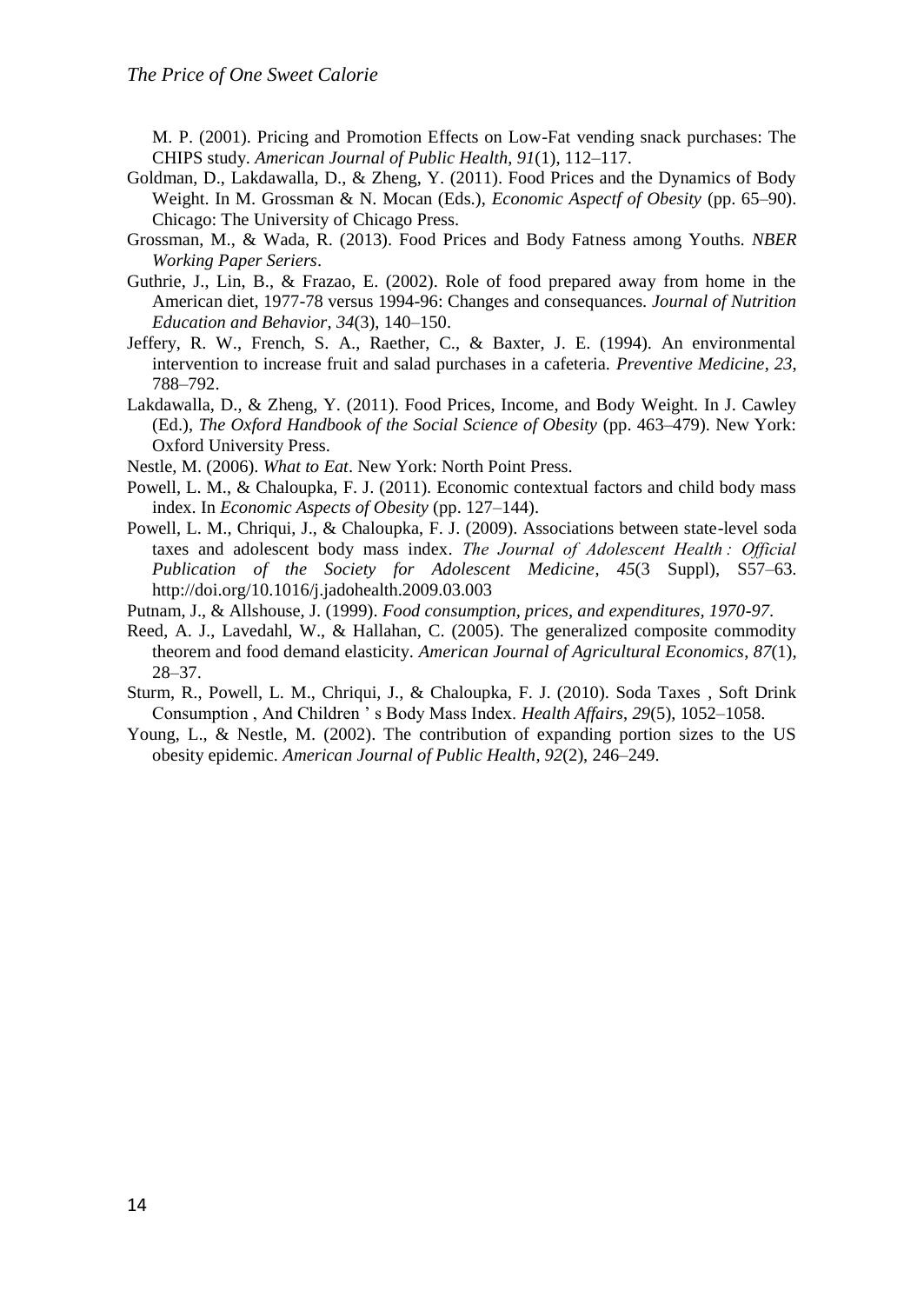M. P. (2001). Pricing and Promotion Effects on Low-Fat vending snack purchases: The CHIPS study. *American Journal of Public Health*, *91*(1), 112–117.

Goldman, D., Lakdawalla, D., & Zheng, Y. (2011). Food Prices and the Dynamics of Body Weight. In M. Grossman & N. Mocan (Eds.), *Economic Aspectf of Obesity* (pp. 65–90). Chicago: The University of Chicago Press.

Grossman, M., & Wada, R. (2013). Food Prices and Body Fatness among Youths. *NBER Working Paper Seriers*.

Guthrie, J., Lin, B., & Frazao, E. (2002). Role of food prepared away from home in the American diet, 1977-78 versus 1994-96: Changes and consequances. *Journal of Nutrition Education and Behavior*, *34*(3), 140–150.

Jeffery, R. W., French, S. A., Raether, C., & Baxter, J. E. (1994). An environmental intervention to increase fruit and salad purchases in a cafeteria. *Preventive Medicine*, *23*, 788–792.

Lakdawalla, D., & Zheng, Y. (2011). Food Prices, Income, and Body Weight. In J. Cawley (Ed.), *The Oxford Handbook of the Social Science of Obesity* (pp. 463–479). New York: Oxford University Press.

Nestle, M. (2006). *What to Eat*. New York: North Point Press.

Powell, L. M., & Chaloupka, F. J. (2011). Economic contextual factors and child body mass index. In *Economic Aspects of Obesity* (pp. 127–144).

Powell, L. M., Chriqui, J., & Chaloupka, F. J. (2009). Associations between state-level soda taxes and adolescent body mass index. *The Journal of Adolescent Health : Official Publication of the Society for Adolescent Medicine*, *45*(3 Suppl), S57–63. http://doi.org/10.1016/j.jadohealth.2009.03.003

Putnam, J., & Allshouse, J. (1999). *Food consumption, prices, and expenditures, 1970-97*.

Reed, A. J., Lavedahl, W., & Hallahan, C. (2005). The generalized composite commodity theorem and food demand elasticity. *American Journal of Agricultural Economics*, *87*(1), 28–37.

Sturm, R., Powell, L. M., Chriqui, J., & Chaloupka, F. J. (2010). Soda Taxes , Soft Drink Consumption , And Children ' s Body Mass Index. *Health Affairs*, *29*(5), 1052–1058.

Young, L., & Nestle, M. (2002). The contribution of expanding portion sizes to the US obesity epidemic. *American Journal of Public Health*, *92*(2), 246–249.